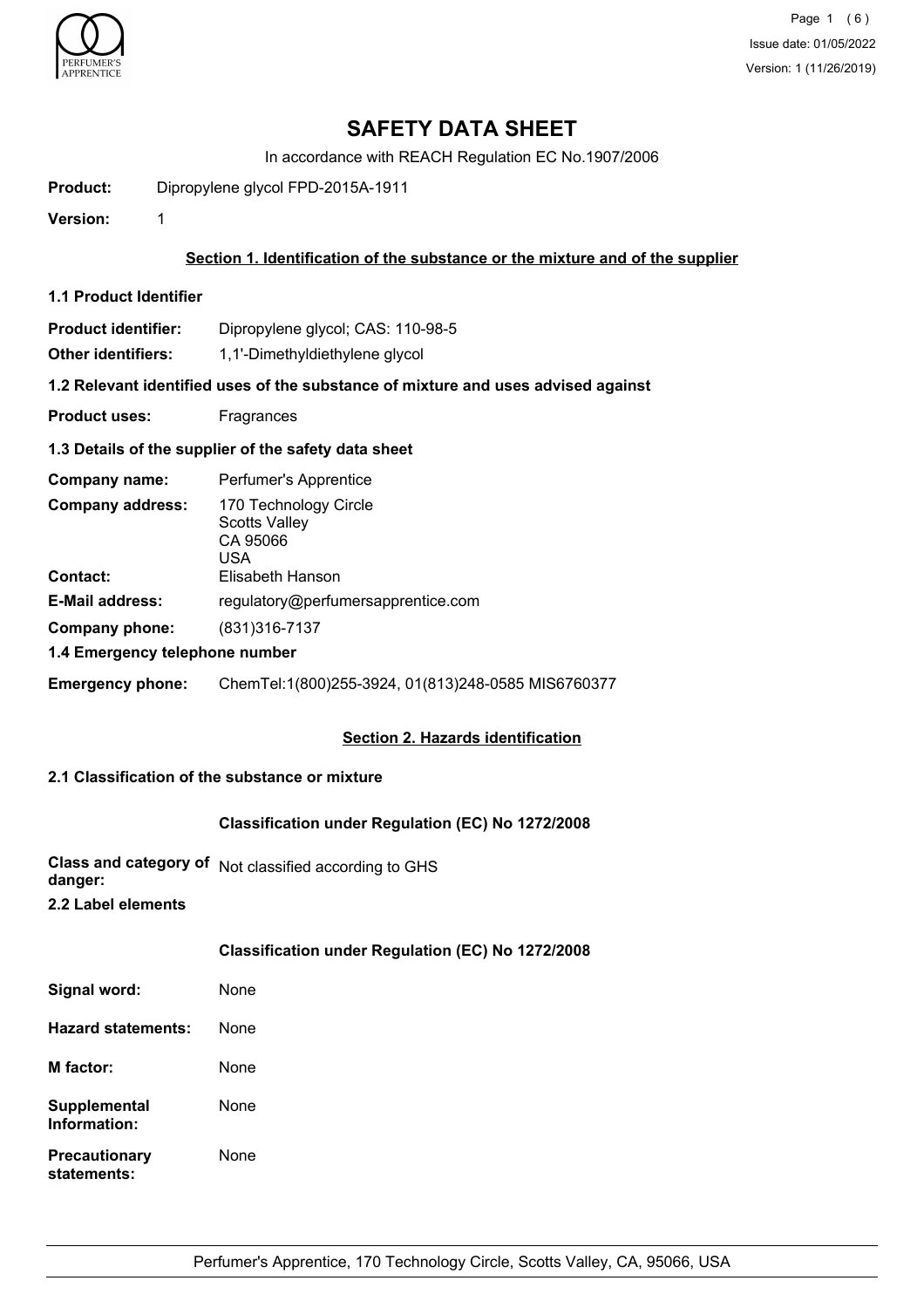# SAFETY DATA SHEET

In accordance with REACH Regulation EC No.1907/2006

**Product:** Dipropylene glycol FPD-2015A-1911

**Version:** 1

## Section 1. Identification of the substance or the mixture and of the supplier

### 1.1 Product Identifier

**Product identifier:** Dipropylene glycol; CAS: 110-98-5

**Other identifiers:** 1,1'-Dimethyldiethylene glycol

### 1.2 Relevant identified uses of the substance of mixture and uses advised against

**Product uses:** Fragrances

### 1.3 Details of the supplier of the safety data sheet

**Company name:** Perfumer's Apprentice

**Company address:** 170 Technology Circle
Scotts Valley
CA 95066
USA

**Contact:** Elisabeth Hanson

**E-Mail address:** regulatory@perfumersapprentice.com

**Company phone:** (831)316-7137

### 1.4 Emergency telephone number

**Emergency phone:** ChemTel:1(800)255-3924, 01(813)248-0585 MIS6760377

## Section 2. Hazards identification

### 2.1 Classification of the substance or mixture

**Classification under Regulation (EC) No 1272/2008**

**Class and category of danger:** Not classified according to GHS

### 2.2 Label elements

**Classification under Regulation (EC) No 1272/2008**

**Signal word:** None

**Hazard statements:** None

**M factor:** None

**Supplemental Information:** None

**Precautionary statements:** None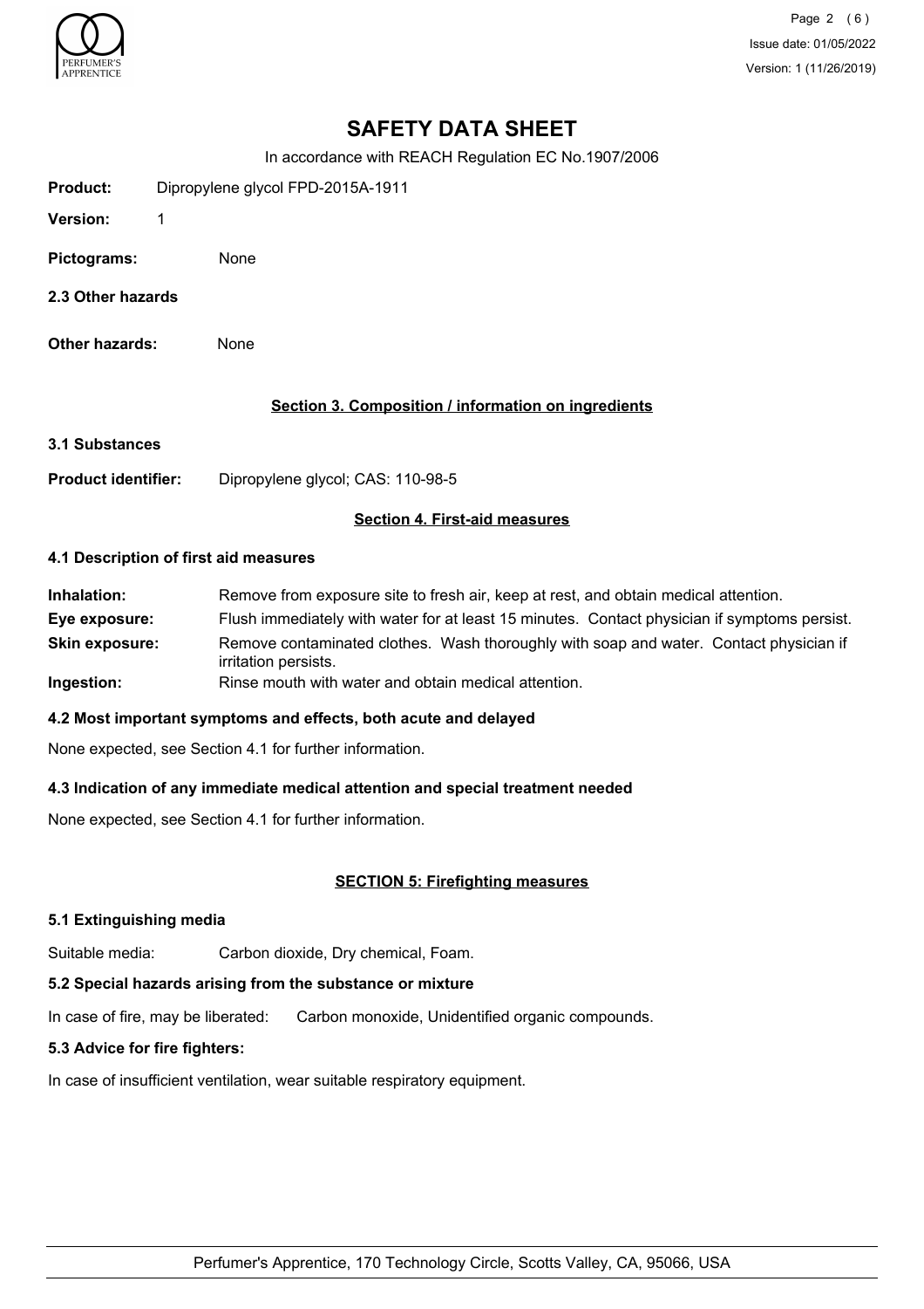# SAFETY DATA SHEET

In accordance with REACH Regulation EC No.1907/2006

**Product:** Dipropylene glycol FPD-2015A-1911

**Version:** 1

**Pictograms:** None

**2.3 Other hazards**

**Other hazards:** None

## Section 3. Composition / information on ingredients

**3.1 Substances**

**Product identifier:** Dipropylene glycol; CAS: 110-98-5

## Section 4. First-aid measures

### 4.1 Description of first aid measures

**Inhalation:** Remove from exposure site to fresh air, keep at rest, and obtain medical attention.

**Eye exposure:** Flush immediately with water for at least 15 minutes. Contact physician if symptoms persist.

**Skin exposure:** Remove contaminated clothes. Wash thoroughly with soap and water. Contact physician if irritation persists.

**Ingestion:** Rinse mouth with water and obtain medical attention.

### 4.2 Most important symptoms and effects, both acute and delayed

None expected, see Section 4.1 for further information.

### 4.3 Indication of any immediate medical attention and special treatment needed

None expected, see Section 4.1 for further information.

## SECTION 5: Firefighting measures

### 5.1 Extinguishing media

Suitable media: Carbon dioxide, Dry chemical, Foam.

### 5.2 Special hazards arising from the substance or mixture

In case of fire, may be liberated: Carbon monoxide, Unidentified organic compounds.

### 5.3 Advice for fire fighters:

In case of insufficient ventilation, wear suitable respiratory equipment.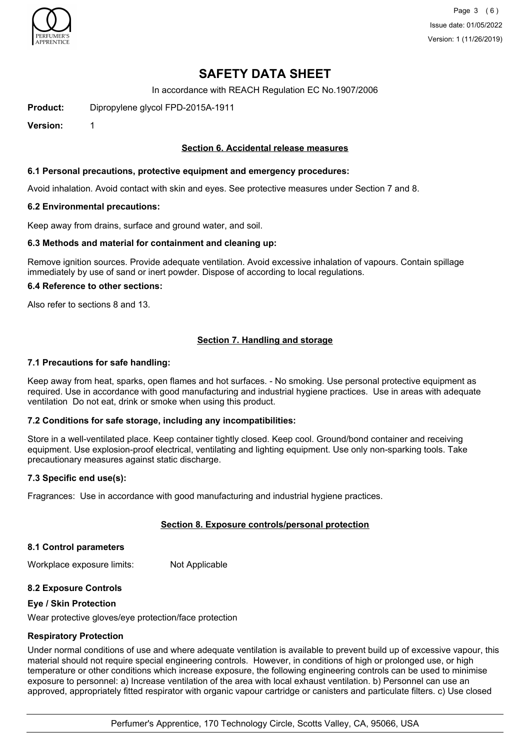# SAFETY DATA SHEET

In accordance with REACH Regulation EC No.1907/2006

**Product:** Dipropylene glycol FPD-2015A-1911

**Version:** 1

## Section 6. Accidental release measures

### 6.1 Personal precautions, protective equipment and emergency procedures:

Avoid inhalation. Avoid contact with skin and eyes. See protective measures under Section 7 and 8.

### 6.2 Environmental precautions:

Keep away from drains, surface and ground water, and soil.

### 6.3 Methods and material for containment and cleaning up:

Remove ignition sources. Provide adequate ventilation. Avoid excessive inhalation of vapours. Contain spillage immediately by use of sand or inert powder. Dispose of according to local regulations.

### 6.4 Reference to other sections:

Also refer to sections 8 and 13.

## Section 7. Handling and storage

### 7.1 Precautions for safe handling:

Keep away from heat, sparks, open flames and hot surfaces. - No smoking. Use personal protective equipment as required. Use in accordance with good manufacturing and industrial hygiene practices. Use in areas with adequate ventilation Do not eat, drink or smoke when using this product.

### 7.2 Conditions for safe storage, including any incompatibilities:

Store in a well-ventilated place. Keep container tightly closed. Keep cool. Ground/bond container and receiving equipment. Use explosion-proof electrical, ventilating and lighting equipment. Use only non-sparking tools. Take precautionary measures against static discharge.

### 7.3 Specific end use(s):

Fragrances: Use in accordance with good manufacturing and industrial hygiene practices.

## Section 8. Exposure controls/personal protection

### 8.1 Control parameters

Workplace exposure limits: Not Applicable

### 8.2 Exposure Controls

#### Eye / Skin Protection

Wear protective gloves/eye protection/face protection

#### Respiratory Protection

Under normal conditions of use and where adequate ventilation is available to prevent build up of excessive vapour, this material should not require special engineering controls. However, in conditions of high or prolonged use, or high temperature or other conditions which increase exposure, the following engineering controls can be used to minimise exposure to personnel: a) Increase ventilation of the area with local exhaust ventilation. b) Personnel can use an approved, appropriately fitted respirator with organic vapour cartridge or canisters and particulate filters. c) Use closed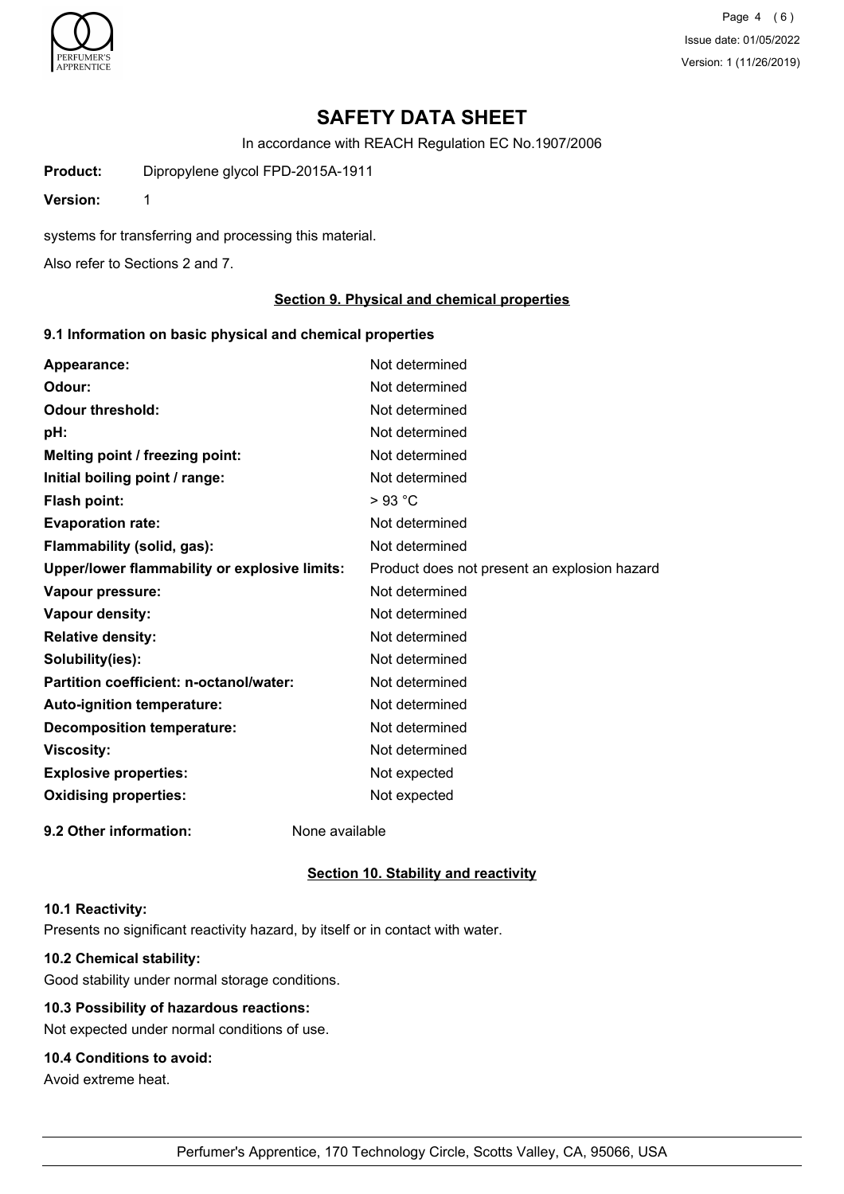# SAFETY DATA SHEET

In accordance with REACH Regulation EC No.1907/2006

**Product:** Dipropylene glycol FPD-2015A-1911

**Version:** 1

systems for transferring and processing this material.

Also refer to Sections 2 and 7.

## Section 9. Physical and chemical properties

### 9.1 Information on basic physical and chemical properties

| | |
|---|---|
| **Appearance:** | Not determined |
| **Odour:** | Not determined |
| **Odour threshold:** | Not determined |
| **pH:** | Not determined |
| **Melting point / freezing point:** | Not determined |
| **Initial boiling point / range:** | Not determined |
| **Flash point:** | > 93 °C |
| **Evaporation rate:** | Not determined |
| **Flammability (solid, gas):** | Not determined |
| **Upper/lower flammability or explosive limits:** | Product does not present an explosion hazard |
| **Vapour pressure:** | Not determined |
| **Vapour density:** | Not determined |
| **Relative density:** | Not determined |
| **Solubility(ies):** | Not determined |
| **Partition coefficient: n-octanol/water:** | Not determined |
| **Auto-ignition temperature:** | Not determined |
| **Decomposition temperature:** | Not determined |
| **Viscosity:** | Not determined |
| **Explosive properties:** | Not expected |
| **Oxidising properties:** | Not expected |

**9.2 Other information:** None available

## Section 10. Stability and reactivity

**10.1 Reactivity:**

Presents no significant reactivity hazard, by itself or in contact with water.

**10.2 Chemical stability:**

Good stability under normal storage conditions.

**10.3 Possibility of hazardous reactions:**

Not expected under normal conditions of use.

**10.4 Conditions to avoid:**

Avoid extreme heat.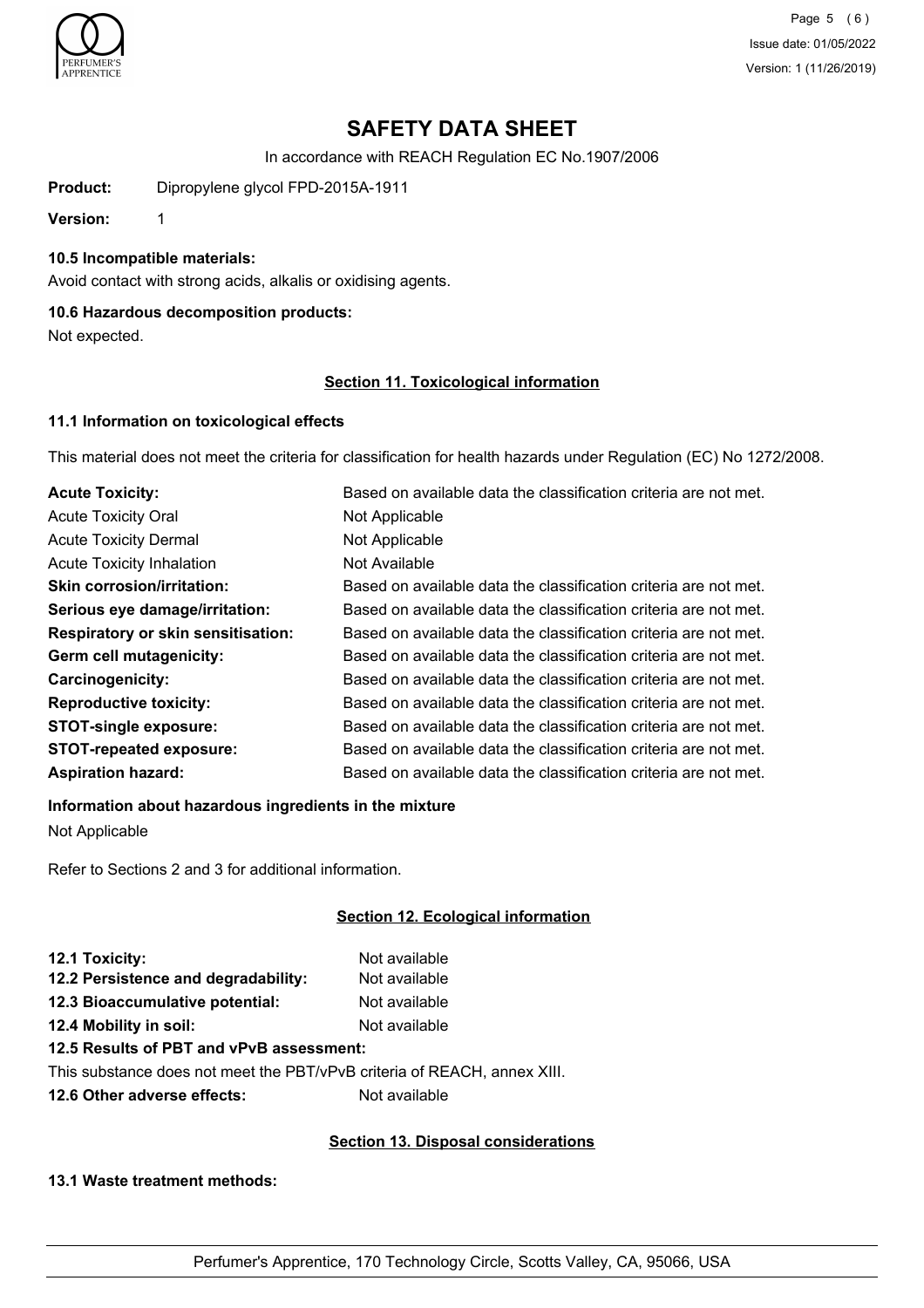# SAFETY DATA SHEET

In accordance with REACH Regulation EC No.1907/2006

**Product:** Dipropylene glycol FPD-2015A-1911

**Version:** 1

### 10.5 Incompatible materials:

Avoid contact with strong acids, alkalis or oxidising agents.

### 10.6 Hazardous decomposition products:

Not expected.

## Section 11. Toxicological information

### 11.1 Information on toxicological effects

This material does not meet the criteria for classification for health hazards under Regulation (EC) No 1272/2008.

| | |
|---|---|
| **Acute Toxicity:** | Based on available data the classification criteria are not met. |
| Acute Toxicity Oral | Not Applicable |
| Acute Toxicity Dermal | Not Applicable |
| Acute Toxicity Inhalation | Not Available |
| **Skin corrosion/irritation:** | Based on available data the classification criteria are not met. |
| **Serious eye damage/irritation:** | Based on available data the classification criteria are not met. |
| **Respiratory or skin sensitisation:** | Based on available data the classification criteria are not met. |
| **Germ cell mutagenicity:** | Based on available data the classification criteria are not met. |
| **Carcinogenicity:** | Based on available data the classification criteria are not met. |
| **Reproductive toxicity:** | Based on available data the classification criteria are not met. |
| **STOT-single exposure:** | Based on available data the classification criteria are not met. |
| **STOT-repeated exposure:** | Based on available data the classification criteria are not met. |
| **Aspiration hazard:** | Based on available data the classification criteria are not met. |

**Information about hazardous ingredients in the mixture**

Not Applicable

Refer to Sections 2 and 3 for additional information.

## Section 12. Ecological information

| | |
|---|---|
| **12.1 Toxicity:** | Not available |
| **12.2 Persistence and degradability:** | Not available |
| **12.3 Bioaccumulative potential:** | Not available |
| **12.4 Mobility in soil:** | Not available |

**12.5 Results of PBT and vPvB assessment:**

This substance does not meet the PBT/vPvB criteria of REACH, annex XIII.

**12.6 Other adverse effects:** Not available

## Section 13. Disposal considerations

### 13.1 Waste treatment methods: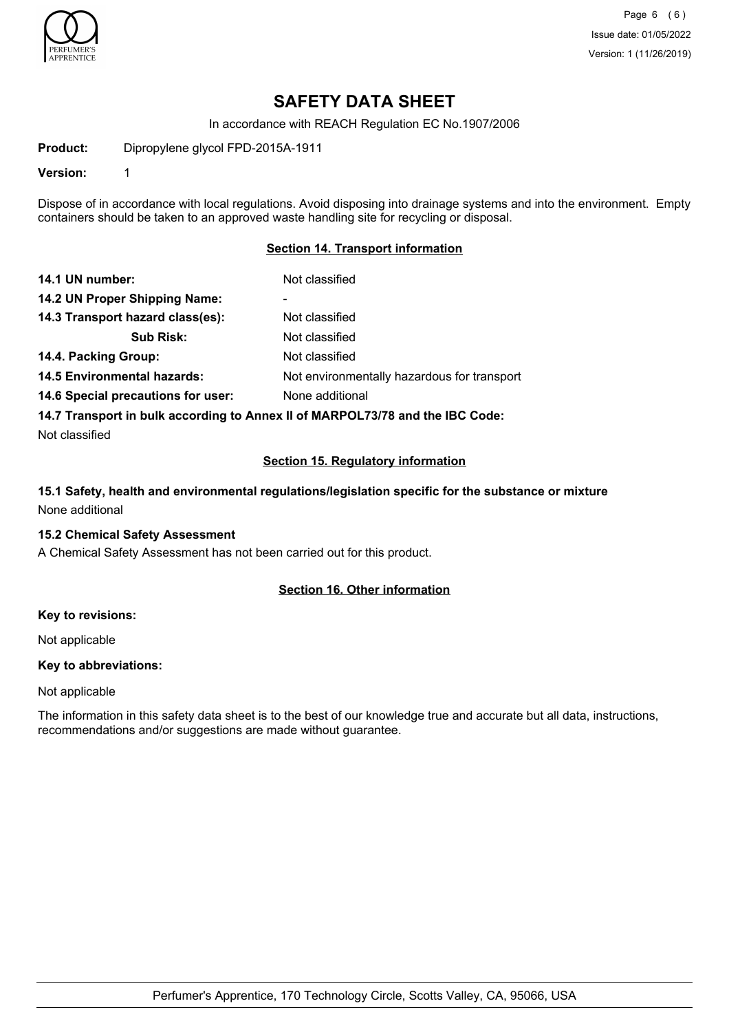# SAFETY DATA SHEET

In accordance with REACH Regulation EC No.1907/2006

**Product:** Dipropylene glycol FPD-2015A-1911

**Version:** 1

Dispose of in accordance with local regulations. Avoid disposing into drainage systems and into the environment. Empty containers should be taken to an approved waste handling site for recycling or disposal.

## Section 14. Transport information

| | |
|---|---|
| **14.1 UN number:** | Not classified |
| **14.2 UN Proper Shipping Name:** | - |
| **14.3 Transport hazard class(es):** | Not classified |
| **Sub Risk:** | Not classified |
| **14.4. Packing Group:** | Not classified |
| **14.5 Environmental hazards:** | Not environmentally hazardous for transport |
| **14.6 Special precautions for user:** | None additional |

**14.7 Transport in bulk according to Annex II of MARPOL73/78 and the IBC Code:**

Not classified

## Section 15. Regulatory information

**15.1 Safety, health and environmental regulations/legislation specific for the substance or mixture**

None additional

**15.2 Chemical Safety Assessment**

A Chemical Safety Assessment has not been carried out for this product.

## Section 16. Other information

**Key to revisions:**

Not applicable

**Key to abbreviations:**

Not applicable

The information in this safety data sheet is to the best of our knowledge true and accurate but all data, instructions, recommendations and/or suggestions are made without guarantee.